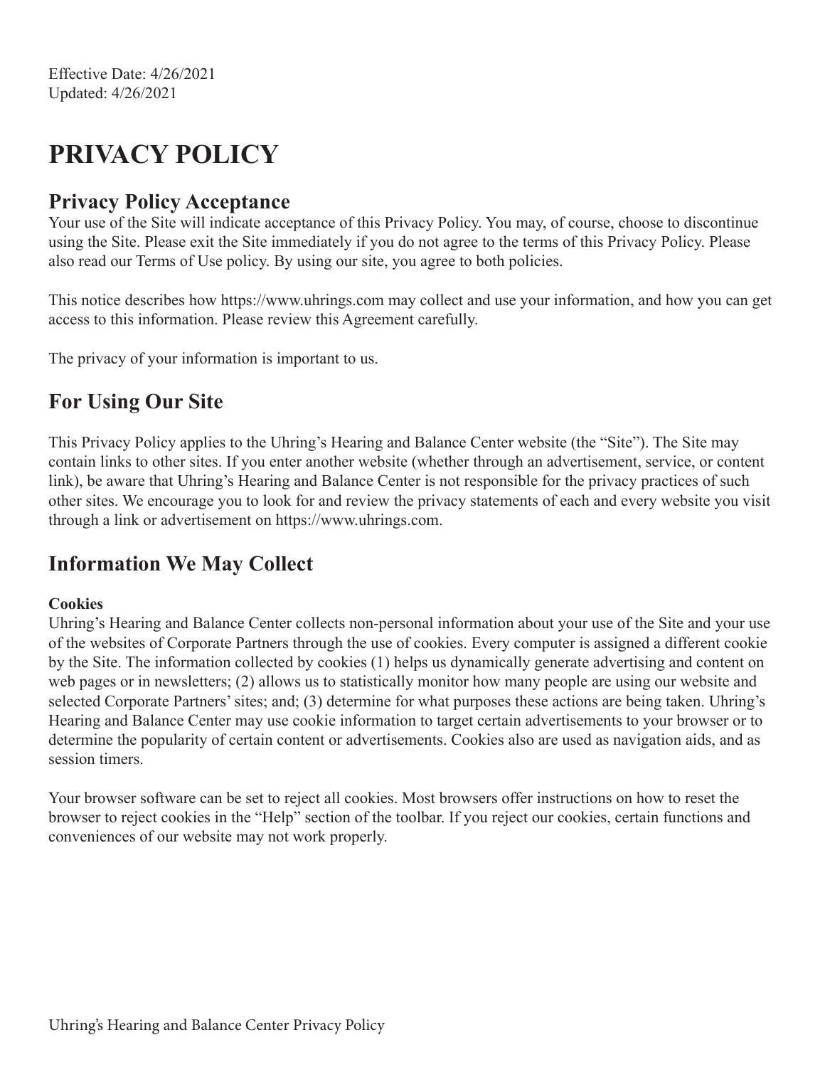Effective Date: 4/26/2021
Updated: 4/26/2021

# PRIVACY POLICY

## Privacy Policy Acceptance

Your use of the Site will indicate acceptance of this Privacy Policy. You may, of course, choose to discontinue using the Site. Please exit the Site immediately if you do not agree to the terms of this Privacy Policy. Please also read our Terms of Use policy. By using our site, you agree to both policies.

This notice describes how https://www.uhrings.com may collect and use your information, and how you can get access to this information. Please review this Agreement carefully.

The privacy of your information is important to us.

## For Using Our Site

This Privacy Policy applies to the Uhring's Hearing and Balance Center website (the "Site"). The Site may contain links to other sites. If you enter another website (whether through an advertisement, service, or content link), be aware that Uhring's Hearing and Balance Center is not responsible for the privacy practices of such other sites. We encourage you to look for and review the privacy statements of each and every website you visit through a link or advertisement on https://www.uhrings.com.

## Information We May Collect

**Cookies**

Uhring's Hearing and Balance Center collects non-personal information about your use of the Site and your use of the websites of Corporate Partners through the use of cookies. Every computer is assigned a different cookie by the Site. The information collected by cookies (1) helps us dynamically generate advertising and content on web pages or in newsletters; (2) allows us to statistically monitor how many people are using our website and selected Corporate Partners' sites; and; (3) determine for what purposes these actions are being taken. Uhring's Hearing and Balance Center may use cookie information to target certain advertisements to your browser or to determine the popularity of certain content or advertisements. Cookies also are used as navigation aids, and as session timers.

Your browser software can be set to reject all cookies. Most browsers offer instructions on how to reset the browser to reject cookies in the "Help" section of the toolbar. If you reject our cookies, certain functions and conveniences of our website may not work properly.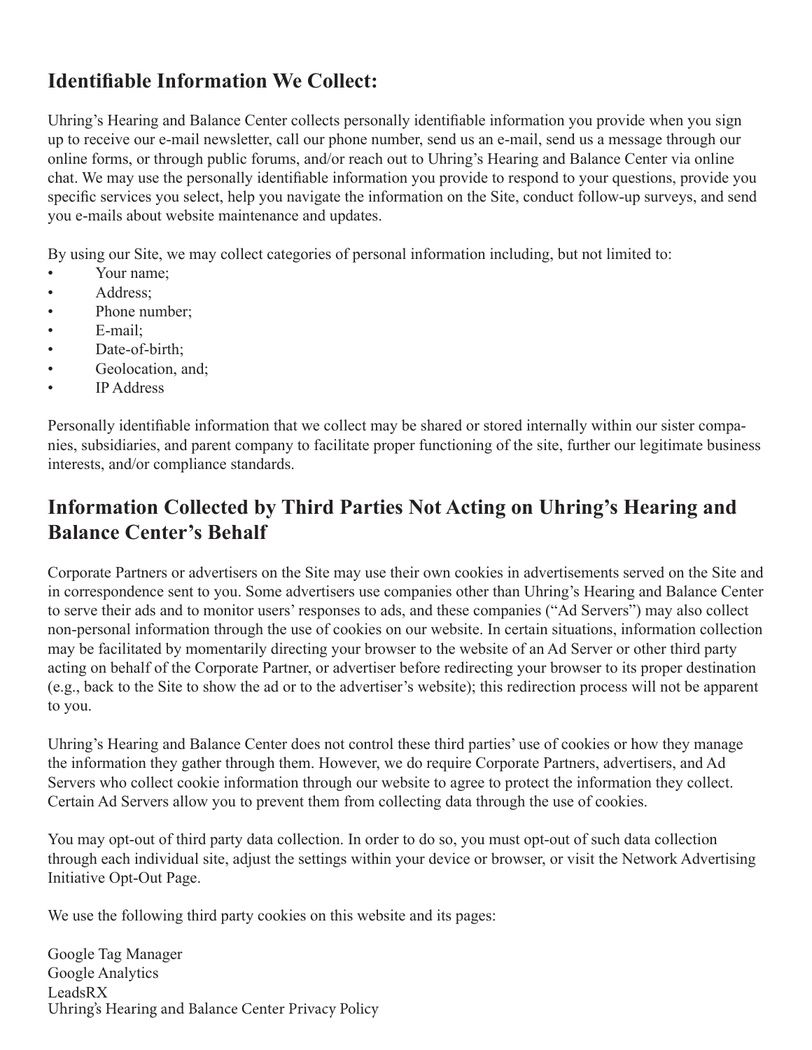## Identifiable Information We Collect:

Uhring's Hearing and Balance Center collects personally identifiable information you provide when you sign up to receive our e-mail newsletter, call our phone number, send us an e-mail, send us a message through our online forms, or through public forums, and/or reach out to Uhring's Hearing and Balance Center via online chat. We may use the personally identifiable information you provide to respond to your questions, provide you specific services you select, help you navigate the information on the Site, conduct follow-up surveys, and send you e-mails about website maintenance and updates.

By using our Site, we may collect categories of personal information including, but not limited to:

- Your name;
- Address;
- Phone number;
- E-mail;
- Date-of-birth;
- Geolocation, and;
- IP Address

Personally identifiable information that we collect may be shared or stored internally within our sister companies, subsidiaries, and parent company to facilitate proper functioning of the site, further our legitimate business interests, and/or compliance standards.

## Information Collected by Third Parties Not Acting on Uhring's Hearing and Balance Center's Behalf

Corporate Partners or advertisers on the Site may use their own cookies in advertisements served on the Site and in correspondence sent to you. Some advertisers use companies other than Uhring's Hearing and Balance Center to serve their ads and to monitor users' responses to ads, and these companies ("Ad Servers") may also collect non-personal information through the use of cookies on our website. In certain situations, information collection may be facilitated by momentarily directing your browser to the website of an Ad Server or other third party acting on behalf of the Corporate Partner, or advertiser before redirecting your browser to its proper destination (e.g., back to the Site to show the ad or to the advertiser's website); this redirection process will not be apparent to you.

Uhring's Hearing and Balance Center does not control these third parties' use of cookies or how they manage the information they gather through them. However, we do require Corporate Partners, advertisers, and Ad Servers who collect cookie information through our website to agree to protect the information they collect. Certain Ad Servers allow you to prevent them from collecting data through the use of cookies.

You may opt-out of third party data collection. In order to do so, you must opt-out of such data collection through each individual site, adjust the settings within your device or browser, or visit the Network Advertising Initiative Opt-Out Page.

We use the following third party cookies on this website and its pages:

Google Tag Manager
Google Analytics
LeadsRX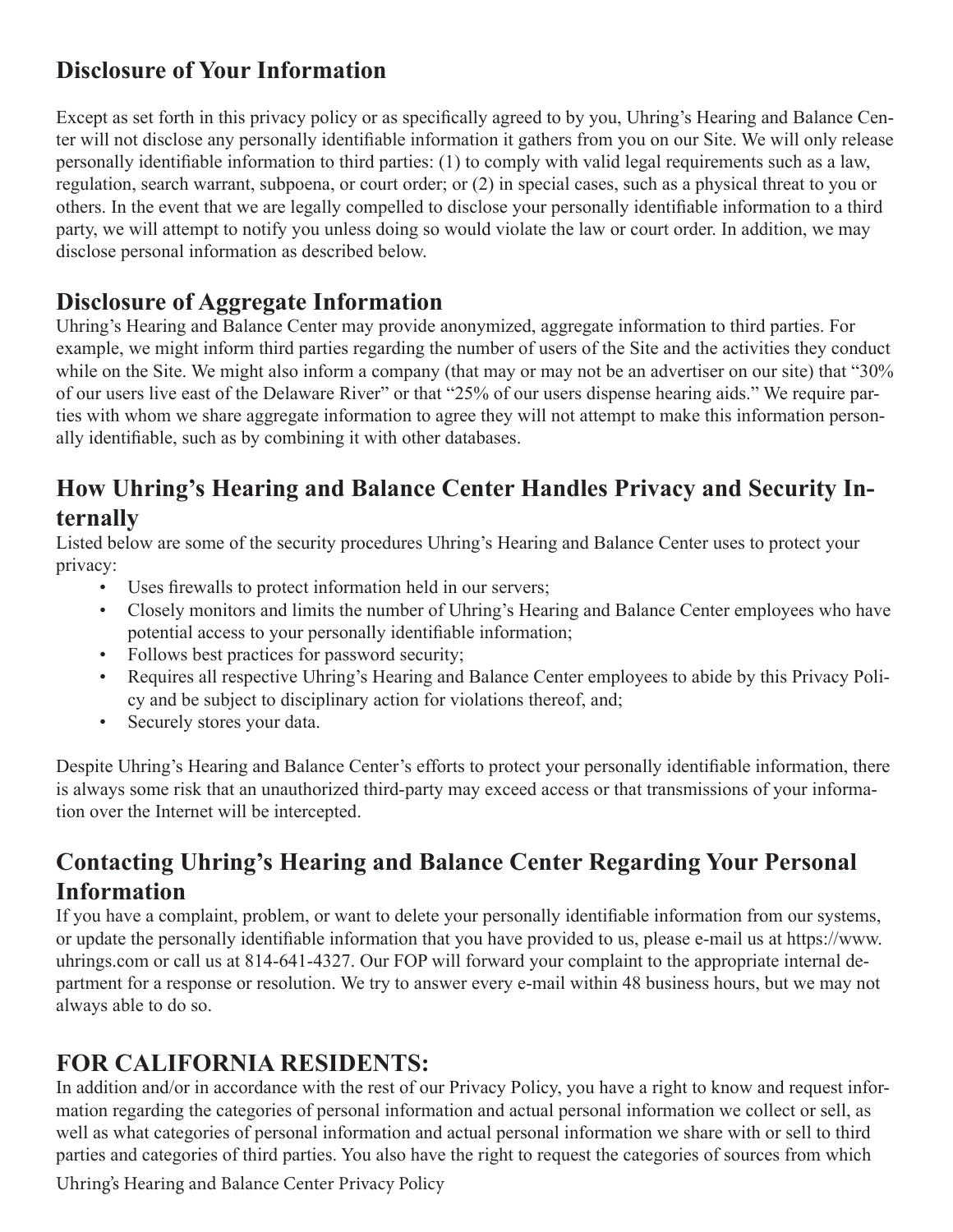## Disclosure of Your Information

Except as set forth in this privacy policy or as specifically agreed to by you, Uhring's Hearing and Balance Center will not disclose any personally identifiable information it gathers from you on our Site. We will only release personally identifiable information to third parties: (1) to comply with valid legal requirements such as a law, regulation, search warrant, subpoena, or court order; or (2) in special cases, such as a physical threat to you or others. In the event that we are legally compelled to disclose your personally identifiable information to a third party, we will attempt to notify you unless doing so would violate the law or court order. In addition, we may disclose personal information as described below.

## Disclosure of Aggregate Information

Uhring's Hearing and Balance Center may provide anonymized, aggregate information to third parties. For example, we might inform third parties regarding the number of users of the Site and the activities they conduct while on the Site. We might also inform a company (that may or may not be an advertiser on our site) that "30% of our users live east of the Delaware River" or that "25% of our users dispense hearing aids." We require parties with whom we share aggregate information to agree they will not attempt to make this information personally identifiable, such as by combining it with other databases.

## How Uhring's Hearing and Balance Center Handles Privacy and Security Internally

Listed below are some of the security procedures Uhring's Hearing and Balance Center uses to protect your privacy:

- Uses firewalls to protect information held in our servers;
- Closely monitors and limits the number of Uhring's Hearing and Balance Center employees who have potential access to your personally identifiable information;
- Follows best practices for password security;
- Requires all respective Uhring's Hearing and Balance Center employees to abide by this Privacy Policy and be subject to disciplinary action for violations thereof, and;
- Securely stores your data.

Despite Uhring's Hearing and Balance Center's efforts to protect your personally identifiable information, there is always some risk that an unauthorized third-party may exceed access or that transmissions of your information over the Internet will be intercepted.

## Contacting Uhring's Hearing and Balance Center Regarding Your Personal Information

If you have a complaint, problem, or want to delete your personally identifiable information from our systems, or update the personally identifiable information that you have provided to us, please e-mail us at https://www.uhrings.com or call us at 814-641-4327. Our FOP will forward your complaint to the appropriate internal department for a response or resolution. We try to answer every e-mail within 48 business hours, but we may not always able to do so.

## FOR CALIFORNIA RESIDENTS:

In addition and/or in accordance with the rest of our Privacy Policy, you have a right to know and request information regarding the categories of personal information and actual personal information we collect or sell, as well as what categories of personal information and actual personal information we share with or sell to third parties and categories of third parties. You also have the right to request the categories of sources from which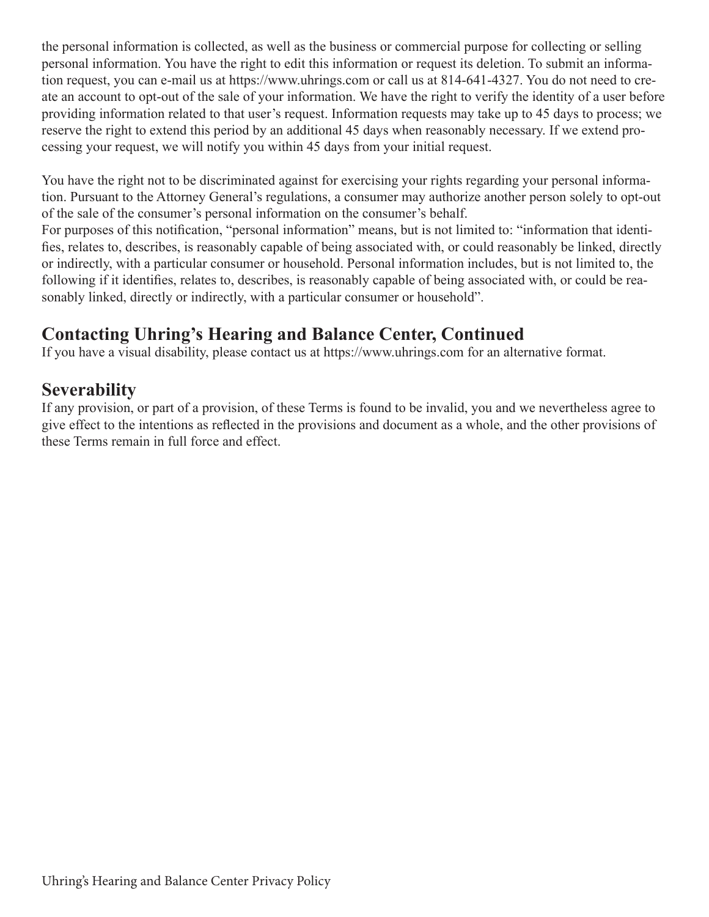the personal information is collected, as well as the business or commercial purpose for collecting or selling personal information. You have the right to edit this information or request its deletion. To submit an information request, you can e-mail us at https://www.uhrings.com or call us at 814-641-4327. You do not need to create an account to opt-out of the sale of your information. We have the right to verify the identity of a user before providing information related to that user's request. Information requests may take up to 45 days to process; we reserve the right to extend this period by an additional 45 days when reasonably necessary. If we extend processing your request, we will notify you within 45 days from your initial request.

You have the right not to be discriminated against for exercising your rights regarding your personal information. Pursuant to the Attorney General's regulations, a consumer may authorize another person solely to opt-out of the sale of the consumer's personal information on the consumer's behalf.
For purposes of this notification, "personal information" means, but is not limited to: "information that identifies, relates to, describes, is reasonably capable of being associated with, or could reasonably be linked, directly or indirectly, with a particular consumer or household. Personal information includes, but is not limited to, the following if it identifies, relates to, describes, is reasonably capable of being associated with, or could be reasonably linked, directly or indirectly, with a particular consumer or household".

## Contacting Uhring's Hearing and Balance Center, Continued

If you have a visual disability, please contact us at https://www.uhrings.com for an alternative format.

## Severability

If any provision, or part of a provision, of these Terms is found to be invalid, you and we nevertheless agree to give effect to the intentions as reflected in the provisions and document as a whole, and the other provisions of these Terms remain in full force and effect.